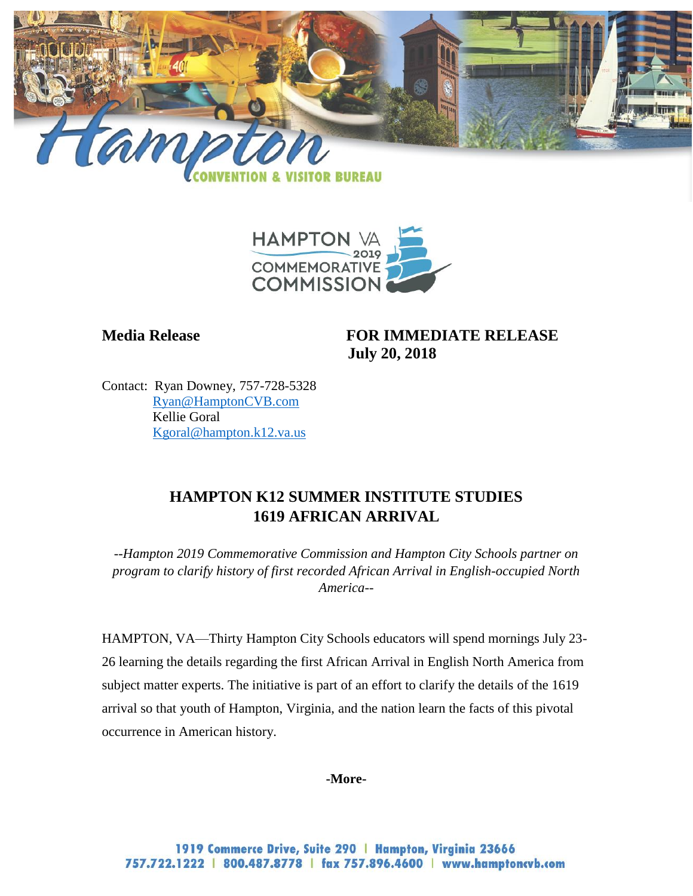**Media Release**

**FOR IMMEDIATE RELEASE**
**July 20, 2018**

Contact: Ryan Downey, 757-728-5328
Ryan@HamptonCVB.com
Kellie Goral
Kgoral@hampton.k12.va.us

## HAMPTON K12 SUMMER INSTITUTE STUDIES 1619 AFRICAN ARRIVAL

*--Hampton 2019 Commemorative Commission and Hampton City Schools partner on program to clarify history of first recorded African Arrival in English-occupied North America--*

HAMPTON, VA—Thirty Hampton City Schools educators will spend mornings July 23-26 learning the details regarding the first African Arrival in English North America from subject matter experts. The initiative is part of an effort to clarify the details of the 1619 arrival so that youth of Hampton, Virginia, and the nation learn the facts of this pivotal occurrence in American history.

**-More-**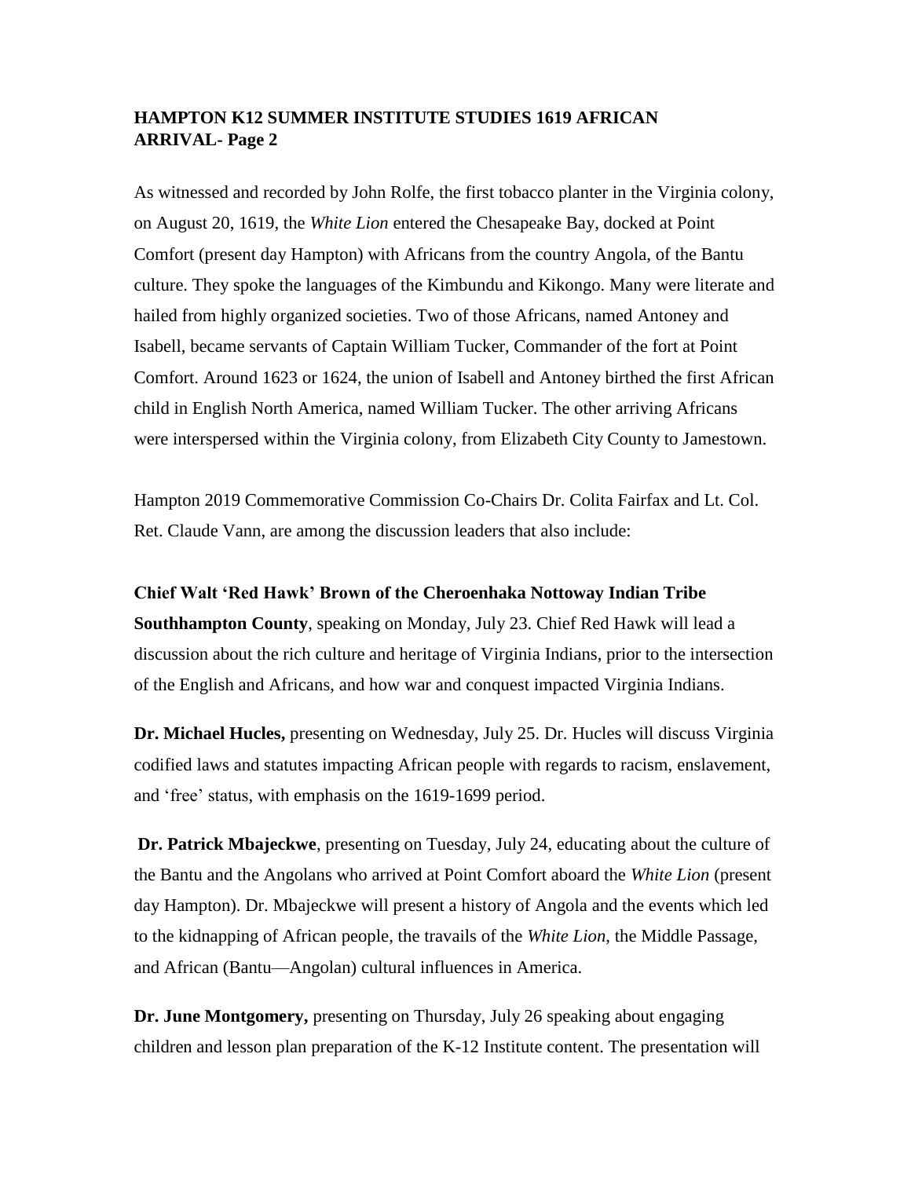**HAMPTON K12 SUMMER INSTITUTE STUDIES 1619 AFRICAN ARRIVAL- Page 2**

As witnessed and recorded by John Rolfe, the first tobacco planter in the Virginia colony, on August 20, 1619, the *White Lion* entered the Chesapeake Bay, docked at Point Comfort (present day Hampton) with Africans from the country Angola, of the Bantu culture. They spoke the languages of the Kimbundu and Kikongo. Many were literate and hailed from highly organized societies. Two of those Africans, named Antoney and Isabell, became servants of Captain William Tucker, Commander of the fort at Point Comfort. Around 1623 or 1624, the union of Isabell and Antoney birthed the first African child in English North America, named William Tucker. The other arriving Africans were interspersed within the Virginia colony, from Elizabeth City County to Jamestown.

Hampton 2019 Commemorative Commission Co-Chairs Dr. Colita Fairfax and Lt. Col. Ret. Claude Vann, are among the discussion leaders that also include:

**Chief Walt 'Red Hawk' Brown of the Cheroenhaka Nottoway Indian Tribe Southhampton County**, speaking on Monday, July 23. Chief Red Hawk will lead a discussion about the rich culture and heritage of Virginia Indians, prior to the intersection of the English and Africans, and how war and conquest impacted Virginia Indians.

**Dr. Michael Hucles,** presenting on Wednesday, July 25. Dr. Hucles will discuss Virginia codified laws and statutes impacting African people with regards to racism, enslavement, and 'free' status, with emphasis on the 1619-1699 period.

**Dr. Patrick Mbajeckwe**, presenting on Tuesday, July 24, educating about the culture of the Bantu and the Angolans who arrived at Point Comfort aboard the *White Lion* (present day Hampton). Dr. Mbajeckwe will present a history of Angola and the events which led to the kidnapping of African people, the travails of the *White Lion*, the Middle Passage, and African (Bantu—Angolan) cultural influences in America.

**Dr. June Montgomery,** presenting on Thursday, July 26 speaking about engaging children and lesson plan preparation of the K-12 Institute content. The presentation will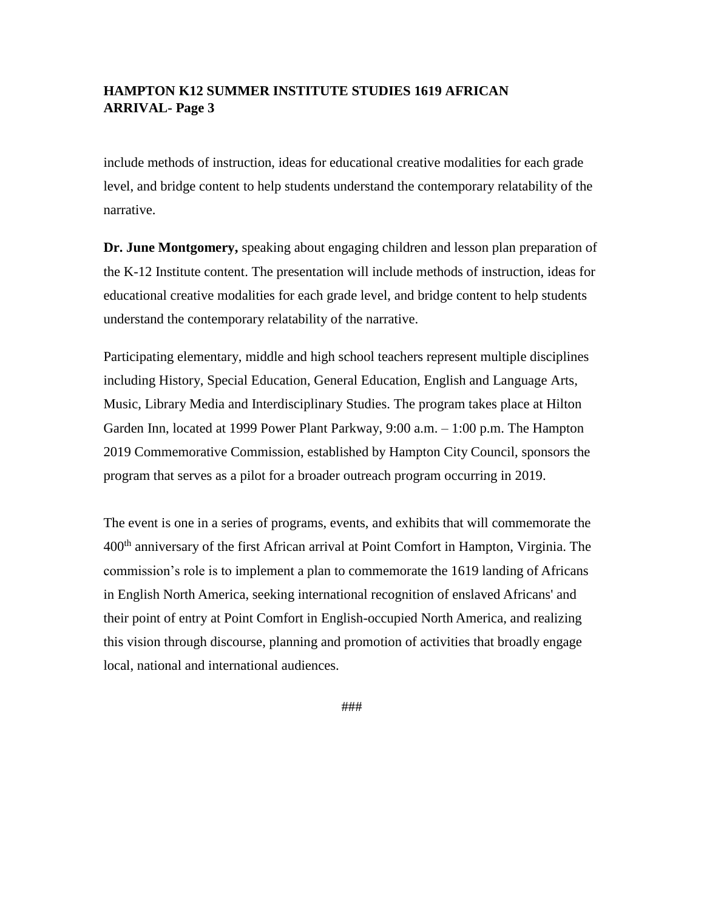include methods of instruction, ideas for educational creative modalities for each grade level, and bridge content to help students understand the contemporary relatability of the narrative.

**Dr. June Montgomery,** speaking about engaging children and lesson plan preparation of the K-12 Institute content. The presentation will include methods of instruction, ideas for educational creative modalities for each grade level, and bridge content to help students understand the contemporary relatability of the narrative.

Participating elementary, middle and high school teachers represent multiple disciplines including History, Special Education, General Education, English and Language Arts, Music, Library Media and Interdisciplinary Studies. The program takes place at Hilton Garden Inn, located at 1999 Power Plant Parkway, 9:00 a.m. – 1:00 p.m. The Hampton 2019 Commemorative Commission, established by Hampton City Council, sponsors the program that serves as a pilot for a broader outreach program occurring in 2019.

The event is one in a series of programs, events, and exhibits that will commemorate the 400th anniversary of the first African arrival at Point Comfort in Hampton, Virginia. The commission's role is to implement a plan to commemorate the 1619 landing of Africans in English North America, seeking international recognition of enslaved Africans' and their point of entry at Point Comfort in English-occupied North America, and realizing this vision through discourse, planning and promotion of activities that broadly engage local, national and international audiences.

###